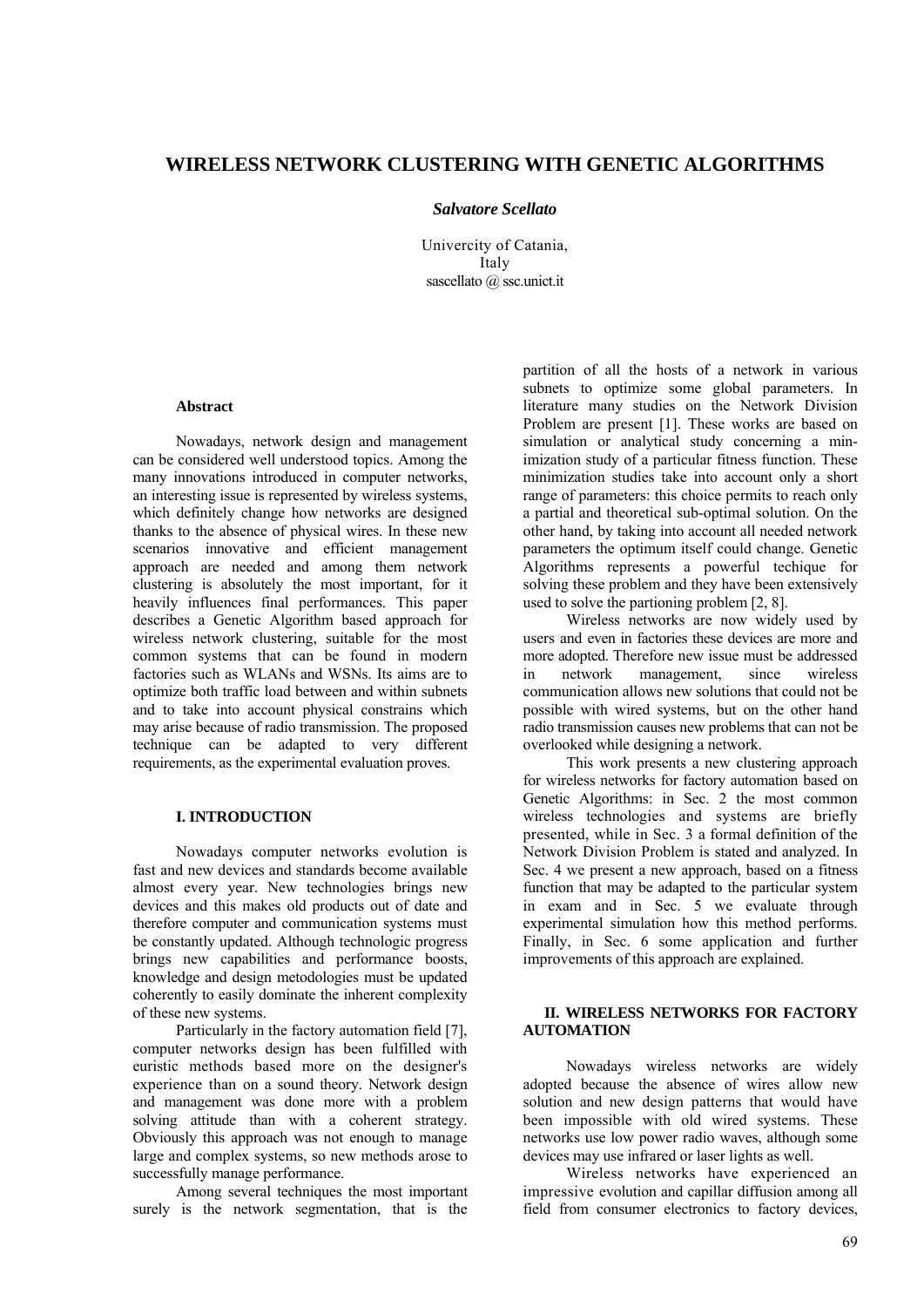# WIRELESS NETWORK CLUSTERING WITH GENETIC ALGORITHMS

***Salvatore Scellato***

Univercity of Catania,
Italy
sascellato @ ssc.unict.it

**Abstract**

Nowadays, network design and management can be considered well understood topics. Among the many innovations introduced in computer networks, an interesting issue is represented by wireless systems, which definitely change how networks are designed thanks to the absence of physical wires. In these new scenarios innovative and efficient management approach are needed and among them network clustering is absolutely the most important, for it heavily influences final performances. This paper describes a Genetic Algorithm based approach for wireless network clustering, suitable for the most common systems that can be found in modern factories such as WLANs and WSNs. Its aims are to optimize both traffic load between and within subnets and to take into account physical constrains which may arise because of radio transmission. The proposed technique can be adapted to very different requirements, as the experimental evaluation proves.

## I. INTRODUCTION

Nowadays computer networks evolution is fast and new devices and standards become available almost every year. New technologies brings new devices and this makes old products out of date and therefore computer and communication systems must be constantly updated. Although technologic progress brings new capabilities and performance boosts, knowledge and design metodologies must be updated coherently to easily dominate the inherent complexity of these new systems.

Particularly in the factory automation field [7], computer networks design has been fulfilled with euristic methods based more on the designer's experience than on a sound theory. Network design and management was done more with a problem solving attitude than with a coherent strategy. Obviously this approach was not enough to manage large and complex systems, so new methods arose to successfully manage performance.

Among several techniques the most important surely is the network segmentation, that is the partition of all the hosts of a network in various subnets to optimize some global parameters. In literature many studies on the Network Division Problem are present [1]. These works are based on simulation or analytical study concerning a min-imization study of a particular fitness function. These minimization studies take into account only a short range of parameters: this choice permits to reach only a partial and theoretical sub-optimal solution. On the other hand, by taking into account all needed network parameters the optimum itself could change. Genetic Algorithms represents a powerful techique for solving these problem and they have been extensively used to solve the partioning problem [2, 8].

Wireless networks are now widely used by users and even in factories these devices are more and more adopted. Therefore new issue must be addressed in network management, since wireless communication allows new solutions that could not be possible with wired systems, but on the other hand radio transmission causes new problems that can not be overlooked while designing a network.

This work presents a new clustering approach for wireless networks for factory automation based on Genetic Algorithms: in Sec. 2 the most common wireless technologies and systems are briefly presented, while in Sec. 3 a formal definition of the Network Division Problem is stated and analyzed. In Sec. 4 we present a new approach, based on a fitness function that may be adapted to the particular system in exam and in Sec. 5 we evaluate through experimental simulation how this method performs. Finally, in Sec. 6 some application and further improvements of this approach are explained.

## II. WIRELESS NETWORKS FOR FACTORY AUTOMATION

Nowadays wireless networks are widely adopted because the absence of wires allow new solution and new design patterns that would have been impossible with old wired systems. These networks use low power radio waves, although some devices may use infrared or laser lights as well.

Wireless networks have experienced an impressive evolution and capillar diffusion among all field from consumer electronics to factory devices,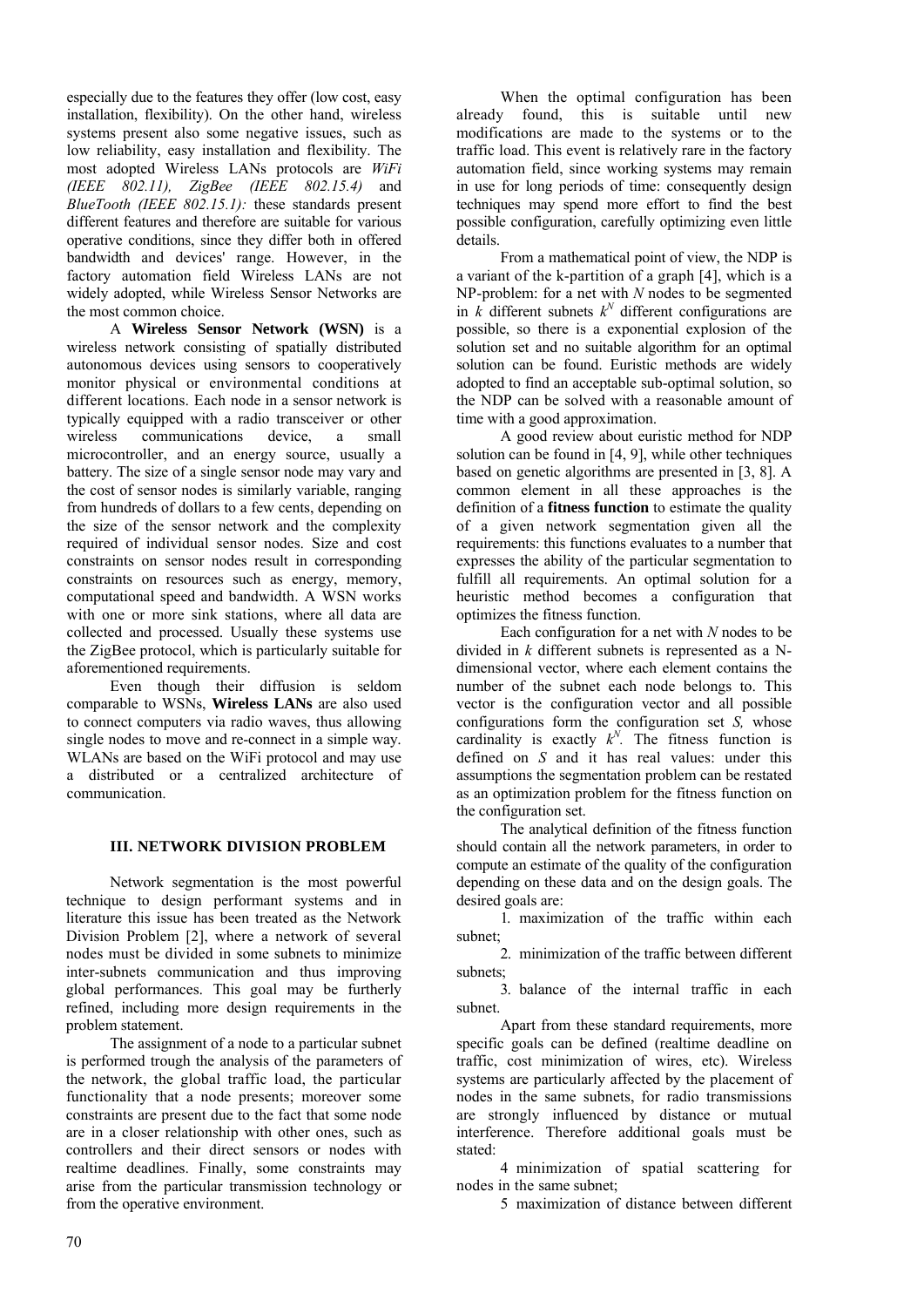especially due to the features they offer (low cost, easy installation, flexibility). On the other hand, wireless systems present also some negative issues, such as low reliability, easy installation and flexibility. The most adopted Wireless LANs protocols are *WiFi (IEEE 802.11), ZigBee (IEEE 802.15.4)* and *BlueTooth (IEEE 802.15.1):* these standards present different features and therefore are suitable for various operative conditions, since they differ both in offered bandwidth and devices' range. However, in the factory automation field Wireless LANs are not widely adopted, while Wireless Sensor Networks are the most common choice.

A **Wireless Sensor Network (WSN)** is a wireless network consisting of spatially distributed autonomous devices using sensors to cooperatively monitor physical or environmental conditions at different locations. Each node in a sensor network is typically equipped with a radio transceiver or other wireless communications device, a small microcontroller, and an energy source, usually a battery. The size of a single sensor node may vary and the cost of sensor nodes is similarly variable, ranging from hundreds of dollars to a few cents, depending on the size of the sensor network and the complexity required of individual sensor nodes. Size and cost constraints on sensor nodes result in corresponding constraints on resources such as energy, memory, computational speed and bandwidth. A WSN works with one or more sink stations, where all data are collected and processed. Usually these systems use the ZigBee protocol, which is particularly suitable for aforementioned requirements.

Even though their diffusion is seldom comparable to WSNs, **Wireless LANs** are also used to connect computers via radio waves, thus allowing single nodes to move and re-connect in a simple way. WLANs are based on the WiFi protocol and may use a distributed or a centralized architecture of communication.

## III. NETWORK DIVISION PROBLEM

Network segmentation is the most powerful technique to design performant systems and in literature this issue has been treated as the Network Division Problem [2], where a network of several nodes must be divided in some subnets to minimize inter-subnets communication and thus improving global performances. This goal may be furtherly refined, including more design requirements in the problem statement.

The assignment of a node to a particular subnet is performed trough the analysis of the parameters of the network, the global traffic load, the particular functionality that a node presents; moreover some constraints are present due to the fact that some node are in a closer relationship with other ones, such as controllers and their direct sensors or nodes with realtime deadlines. Finally, some constraints may arise from the particular transmission technology or from the operative environment.

When the optimal configuration has been already found, this is suitable until new modifications are made to the systems or to the traffic load. This event is relatively rare in the factory automation field, since working systems may remain in use for long periods of time: consequently design techniques may spend more effort to find the best possible configuration, carefully optimizing even little details.

From a mathematical point of view, the NDP is a variant of the k-partition of a graph [4], which is a NP-problem: for a net with $N$ nodes to be segmented in $k$ different subnets $k^N$ different configurations are possible, so there is a exponential explosion of the solution set and no suitable algorithm for an optimal solution can be found. Euristic methods are widely adopted to find an acceptable sub-optimal solution, so the NDP can be solved with a reasonable amount of time with a good approximation.

A good review about euristic method for NDP solution can be found in [4, 9], while other techniques based on genetic algorithms are presented in [3, 8]. A common element in all these approaches is the definition of a **fitness function** to estimate the quality of a given network segmentation given all the requirements: this functions evaluates to a number that expresses the ability of the particular segmentation to fulfill all requirements. An optimal solution for a heuristic method becomes a configuration that optimizes the fitness function.

Each configuration for a net with $N$ nodes to be divided in $k$ different subnets is represented as a N-dimensional vector, where each element contains the number of the subnet each node belongs to. This vector is the configuration vector and all possible configurations form the configuration set *S,* whose cardinality is exactly $k^N$. The fitness function is defined on *S* and it has real values: under this assumptions the segmentation problem can be restated as an optimization problem for the fitness function on the configuration set.

The analytical definition of the fitness function should contain all the network parameters, in order to compute an estimate of the quality of the configuration depending on these data and on the design goals. The desired goals are:

1. maximization of the traffic within each subnet;

2. minimization of the traffic between different subnets;

3. balance of the internal traffic in each subnet.

Apart from these standard requirements, more specific goals can be defined (realtime deadline on traffic, cost minimization of wires, etc). Wireless systems are particularly affected by the placement of nodes in the same subnets, for radio transmissions are strongly influenced by distance or mutual interference. Therefore additional goals must be stated:

4 minimization of spatial scattering for nodes in the same subnet;

5 maximization of distance between different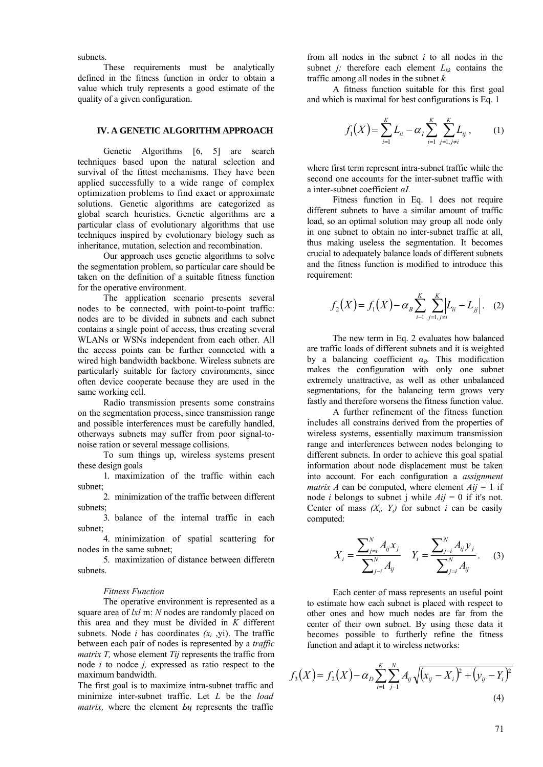subnets.

These requirements must be analytically defined in the fitness function in order to obtain a value which truly represents a good estimate of the quality of a given configuration.

## IV. A GENETIC ALGORITHM APPROACH

Genetic Algorithms [6, 5] are search techniques based upon the natural selection and survival of the fittest mechanisms. They have been applied successfully to a wide range of complex optimization problems to find exact or approximate solutions. Genetic algorithms are categorized as global search heuristics. Genetic algorithms are a particular class of evolutionary algorithms that use techniques inspired by evolutionary biology such as inheritance, mutation, selection and recombination.

Our approach uses genetic algorithms to solve the segmentation problem, so particular care should be taken on the definition of a suitable fitness function for the operative environment.

The application scenario presents several nodes to be connected, with point-to-point traffic: nodes are to be divided in subnets and each subnet contains a single point of access, thus creating several WLANs or WSNs independent from each other. All the access points can be further connected with a wired high bandwidth backbone. Wireless subnets are particularly suitable for factory environments, since often device cooperate because they are used in the same working cell.

Radio transmission presents some constrains on the segmentation process, since transmission range and possible interferences must be carefully handled, otherways subnets may suffer from poor signal-to-noise ration or several message collisions.

To sum things up, wireless systems present these design goals

1. maximization of the traffic within each subnet;
2. minimization of the traffic between different subnets;
3. balance of the internal traffic in each subnet;
4. minimization of spatial scattering for nodes in the same subnet;
5. maximization of distance between differetn subnets.

### *Fitness Function*

The operative environment is represented as a square area of *lxl* m: *N* nodes are randomly placed on this area and they must be divided in *K* different subnets. Node *i* has coordinates $(x_i$ ,yi). The traffic between each pair of nodes is represented by a *traffic matrix T,* whose element *Tij* represents the traffic from node *i* to nodce *j,* expressed as ratio respect to the maximum bandwidth.

The first goal is to maximize intra-subnet traffic and minimize inter-subnet traffic. Let *L* be the *load matrix,* where the element *Lij* represents the traffic from all nodes in the subnet *i* to all nodes in the subnet *j:* therefore each element $L_{kk}$ contains the traffic among all nodes in the subnet *k.*

A fitness function suitable for this first goal and which is maximal for best configurations is Eq. 1

$$f_1(X) = \sum_{i=1}^{K} L_{ii} - \alpha_I \sum_{i=1}^{K} \sum_{j=1, j \neq i}^{K} L_{ij}\,, \qquad (1)$$

where first term represent intra-subnet traffic while the second one accounts for the inter-subnet traffic with a inter-subnet coefficient *αI.*

Fitness function in Eq. 1 does not require different subnets to have a similar amount of traffic load, so an optimal solution may group all node only in one subnet to obtain no inter-subnet traffic at all, thus making useless the segmentation. It becomes crucial to adequately balance loads of different subnets and the fitness function is modified to introduce this requirement:

$$f_2(X) = f_1(X) - \alpha_B \sum_{i-1}^{K} \sum_{j=1, j \neq i}^{K} \left| L_{ii} - L_{jj} \right|. \quad (2)$$

The new term in Eq. 2 evaluates how balanced are traffic loads of different subnets and it is weighted by a balancing coefficient $\alpha_B$. This modification makes the configuration with only one subnet extremely unattractive, as well as other unbalanced segmentations, for the balancing term grows very fastly and therefore worsens the fitness function value.

A further refinement of the fitness function includes all constrains derived from the properties of wireless systems, essentially maximum transmission range and interferences between nodes belonging to different subnets. In order to achieve this goal spatial information about node displacement must be taken into account. For each configuration a *assignment matrix A* can be computed, where element *Aij* = 1 if node *i* belongs to subnet j while *Aij* = 0 if it's not. Center of mass $(X_i, Y_i)$ for subnet *i* can be easily computed:

$$X_i = \frac{\sum_{j=i}^{N} A_{ij} x_j}{\sum_{j-i}^{N} A_{ij}} \quad Y_i = \frac{\sum_{j-i}^{N} A_{ij} y_j}{\sum_{j=i}^{N} A_{ij}}. \quad (3)$$

Each center of mass represents an useful point to estimate how each subnet is placed with respect to other ones and how much nodes are far from the center of their own subnet. By using these data it becomes possible to furtherly refine the fitness function and adapt it to wireless networks:

$$f_3(X) = f_2(X) - \alpha_D \sum_{i=1}^{K} \sum_{j-1}^{N} A_{ij} \sqrt{\left(x_{ij} - X_i\right)^2 + \left(y_{ij} - Y_i\right)^2} \qquad (4)$$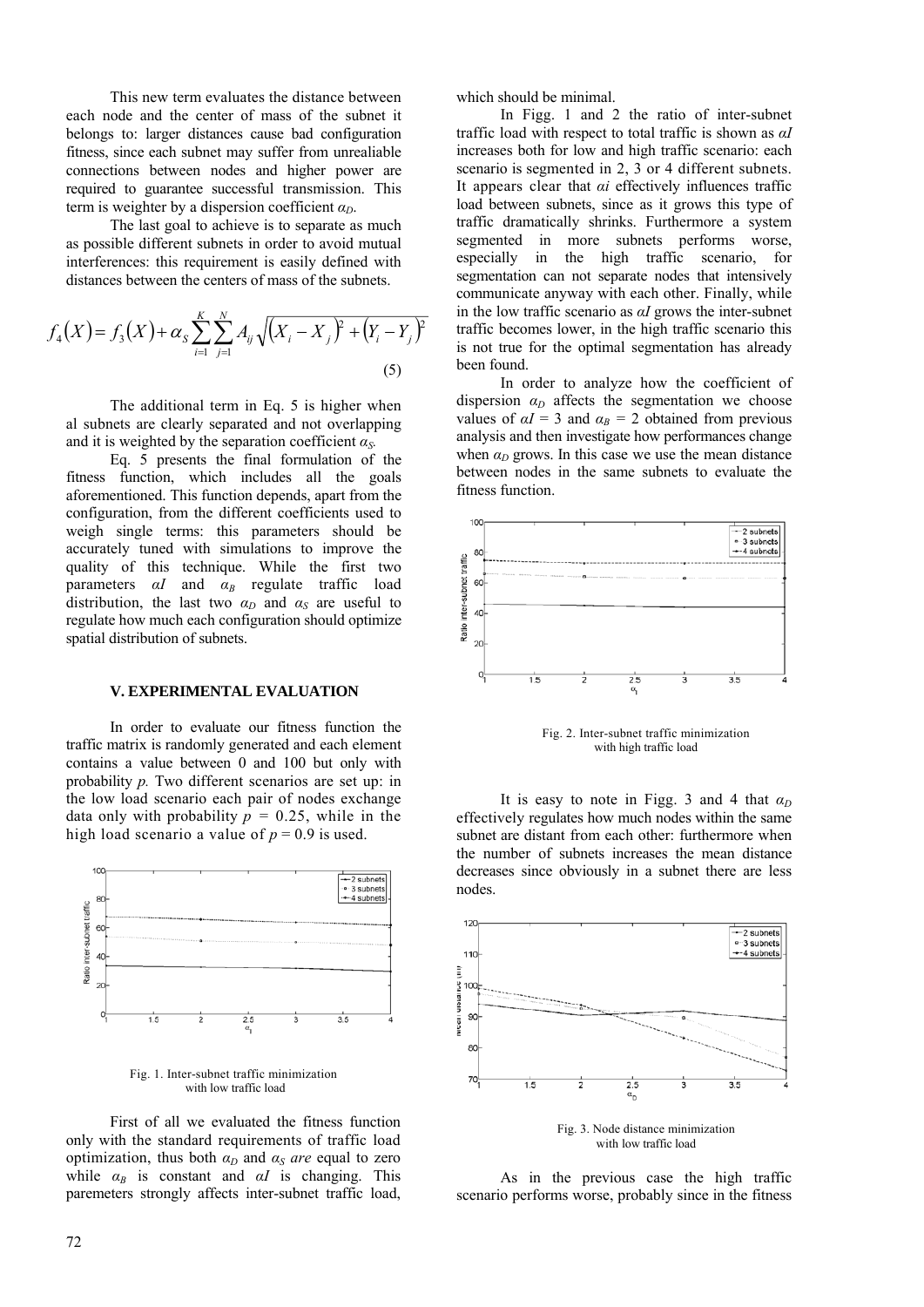This new term evaluates the distance between each node and the center of mass of the subnet it belongs to: larger distances cause bad configuration fitness, since each subnet may suffer from unrealiable connections between nodes and higher power are required to guarantee successful transmission. This term is weighter by a dispersion coefficient $\alpha_D$.

The last goal to achieve is to separate as much as possible different subnets in order to avoid mutual interferences: this requirement is easily defined with distances between the centers of mass of the subnets.

$$f_4(X) = f_3(X) + \alpha_S \sum_{i=1}^{K} \sum_{j=1}^{N} A_{ij} \sqrt{(X_i - X_j)^2 + (Y_i - Y_j)^2} \tag{5}$$

The additional term in Eq. 5 is higher when al subnets are clearly separated and not overlapping and it is weighted by the separation coefficient $\alpha_S$.

Eq. 5 presents the final formulation of the fitness function, which includes all the goals aforementioned. This function depends, apart from the configuration, from the different coefficients used to weigh single terms: this parameters should be accurately tuned with simulations to improve the quality of this technique. While the first two parameters $\alpha I$ and $\alpha_B$ regulate traffic load distribution, the last two $\alpha_D$ and $\alpha_S$ are useful to regulate how much each configuration should optimize spatial distribution of subnets.

## V. EXPERIMENTAL EVALUATION

In order to evaluate our fitness function the traffic matrix is randomly generated and each element contains a value between 0 and 100 but only with probability *p.* Two different scenarios are set up: in the low load scenario each pair of nodes exchange data only with probability $p = 0.25$, while in the high load scenario a value of $p = 0.9$ is used.

Fig. 1. Inter-subnet traffic minimization with low traffic load

First of all we evaluated the fitness function only with the standard requirements of traffic load optimization, thus both $\alpha_D$ and $\alpha_S$ *are* equal to zero while $\alpha_B$ is constant and $\alpha I$ is changing. This paremeters strongly affects inter-subnet traffic load, which should be minimal.

In Figg. 1 and 2 the ratio of inter-subnet traffic load with respect to total traffic is shown as $\alpha I$ increases both for low and high traffic scenario: each scenario is segmented in 2, 3 or 4 different subnets. It appears clear that $\alpha i$ effectively influences traffic load between subnets, since as it grows this type of traffic dramatically shrinks. Furthermore a system segmented in more subnets performs worse, especially in the high traffic scenario, for segmentation can not separate nodes that intensively communicate anyway with each other. Finally, while in the low traffic scenario as $\alpha I$ grows the inter-subnet traffic becomes lower, in the high traffic scenario this is not true for the optimal segmentation has already been found.

In order to analyze how the coefficient of dispersion $\alpha_D$ affects the segmentation we choose values of $\alpha I = 3$ and $\alpha_B = 2$ obtained from previous analysis and then investigate how performances change when $\alpha_D$ grows. In this case we use the mean distance between nodes in the same subnets to evaluate the fitness function.

Fig. 2. Inter-subnet traffic minimization with high traffic load

It is easy to note in Figg. 3 and 4 that $\alpha_D$ effectively regulates how much nodes within the same subnet are distant from each other: furthermore when the number of subnets increases the mean distance decreases since obviously in a subnet there are less nodes.

Fig. 3. Node distance minimization with low traffic load

As in the previous case the high traffic scenario performs worse, probably since in the fitness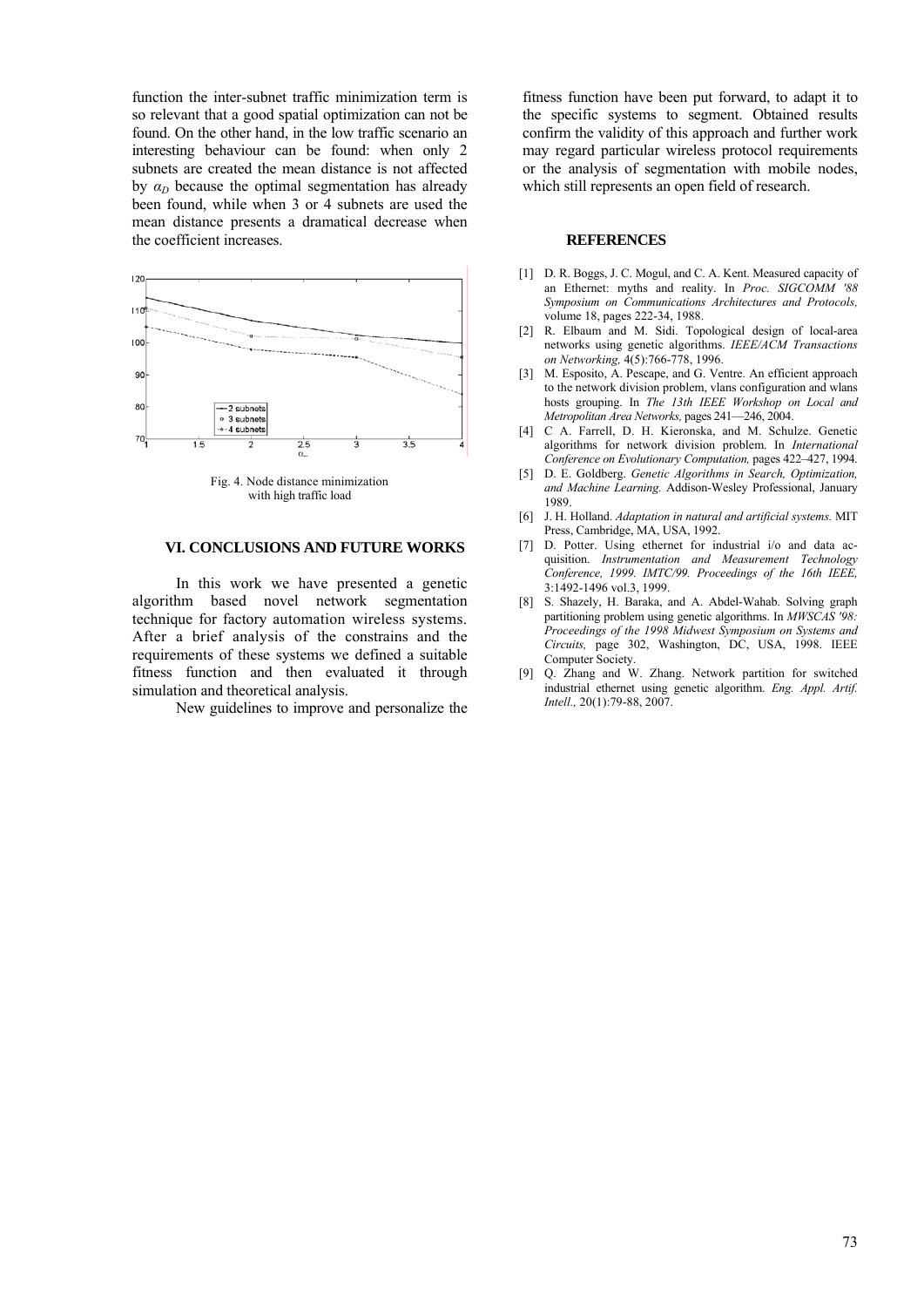function the inter-subnet traffic minimization term is so relevant that a good spatial optimization can not be found. On the other hand, in the low traffic scenario an interesting behaviour can be found: when only 2 subnets are created the mean distance is not affected by $\alpha_D$ because the optimal segmentation has already been found, while when 3 or 4 subnets are used the mean distance presents a dramatical decrease when the coefficient increases.

120
110
100
90
80
70
1 1.5 2 2.5 3 3.5 4
$\alpha_D$
2 subnets
3 subnets
4 subnets

Fig. 4. Node distance minimization with high traffic load

## VI. CONCLUSIONS AND FUTURE WORKS

In this work we have presented a genetic algorithm based novel network segmentation technique for factory automation wireless systems. After a brief analysis of the constrains and the requirements of these systems we defined a suitable fitness function and then evaluated it through simulation and theoretical analysis.

New guidelines to improve and personalize the fitness function have been put forward, to adapt it to the specific systems to segment. Obtained results confirm the validity of this approach and further work may regard particular wireless protocol requirements or the analysis of segmentation with mobile nodes, which still represents an open field of research.

## REFERENCES

[1] D. R. Boggs, J. C. Mogul, and C. A. Kent. Measured capacity of an Ethernet: myths and reality. In *Proc. SIGCOMM '88 Symposium on Communications Architectures and Protocols,* volume 18, pages 222-34, 1988.

[2] R. Elbaum and M. Sidi. Topological design of local-area networks using genetic algorithms. *IEEE/ACM Transactions on Networking,* 4(5):766-778, 1996.

[3] M. Esposito, A. Pescape, and G. Ventre. An efficient approach to the network division problem, vlans configuration and wlans hosts grouping. In *The 13th IEEE Workshop on Local and Metropolitan Area Networks,* pages 241—246, 2004.

[4] C A. Farrell, D. H. Kieronska, and M. Schulze. Genetic algorithms for network division problem. In *International Conference on Evolutionary Computation,* pages 422–427, 1994.

[5] D. E. Goldberg. *Genetic Algorithms in Search, Optimization, and Machine Learning.* Addison-Wesley Professional, January 1989.

[6] J. H. Holland. *Adaptation in natural and artificial systems.* MIT Press, Cambridge, MA, USA, 1992.

[7] D. Potter. Using ethernet for industrial i/o and data acquisition. *Instrumentation and Measurement Technology Conference, 1999. IMTC/99. Proceedings of the 16th IEEE,* 3:1492-1496 vol.3, 1999.

[8] S. Shazely, H. Baraka, and A. Abdel-Wahab. Solving graph partitioning problem using genetic algorithms. In *MWSCAS '98: Proceedings of the 1998 Midwest Symposium on Systems and Circuits,* page 302, Washington, DC, USA, 1998. IEEE Computer Society.

[9] Q. Zhang and W. Zhang. Network partition for switched industrial ethernet using genetic algorithm. *Eng. Appl. Artif. Intell.,* 20(1):79-88, 2007.